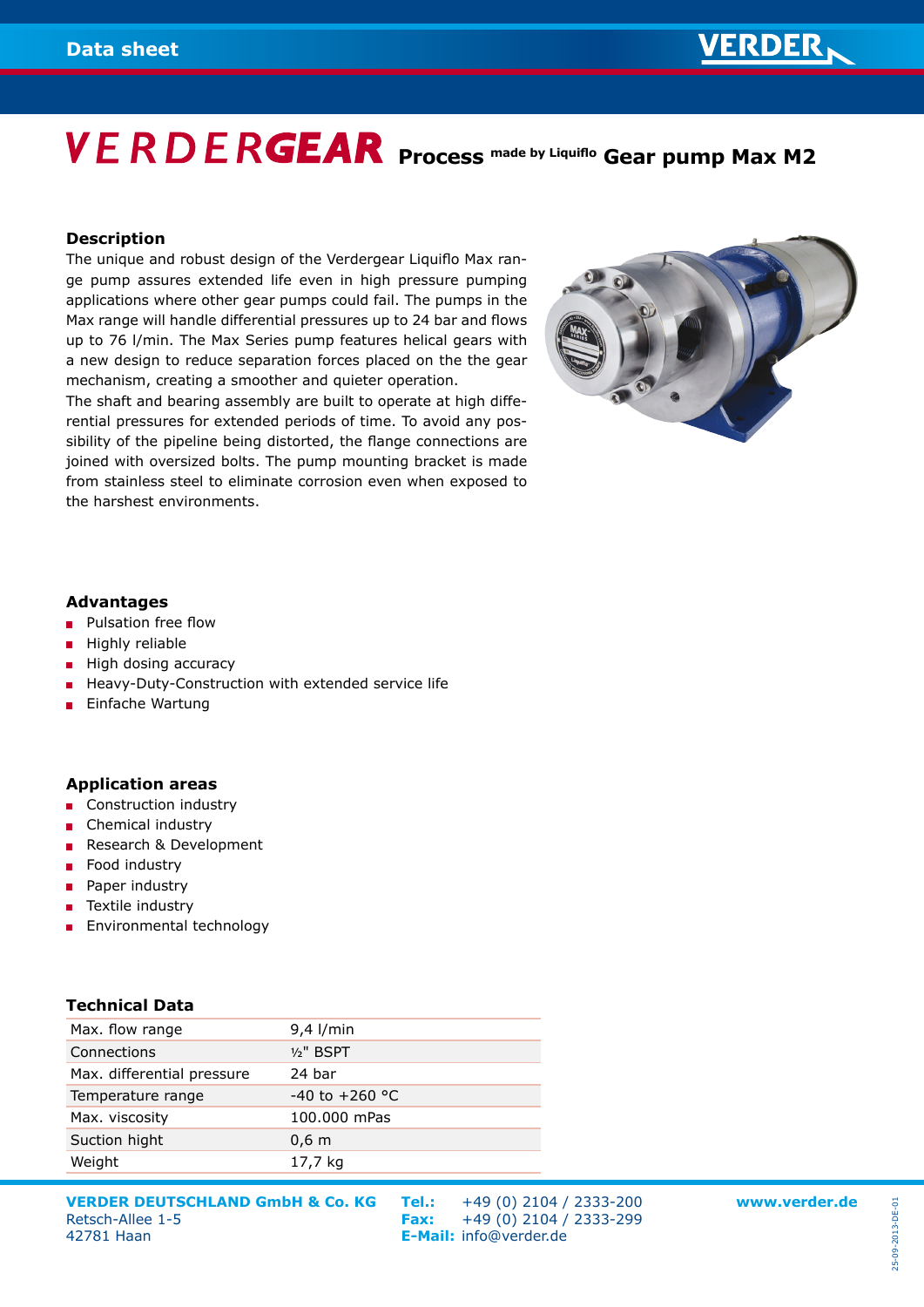# VERDERGEAR Process made by Liquiflo Gear pump Max M2

## Description

The unique and robust design of the Verdergear Liquiflo Max range pump assures extended life even in high pressure pumping applications where other gear pumps could fail. The pumps in the Max range will handle differential pressures up to 24 bar and flows up to 76 l/min. The Max Series pump features helical gears with a new design to reduce separation forces placed on the the gear mechanism, creating a smoother and quieter operation.

The shaft and bearing assembly are built to operate at high differential pressures for extended periods of time. To avoid any possibility of the pipeline being distorted, the flange connections are joined with oversized bolts. The pump mounting bracket is made from stainless steel to eliminate corrosion even when exposed to the harshest environments.

## Advantages

- Pulsation free flow
- Highly reliable
- High dosing accuracy
- Heavy-Duty-Construction with extended service life
- Einfache Wartung

## Application areas

- Construction industry
- Chemical industry
- Research & Development
- Food industry
- Paper industry
- Textile industry
- Environmental technology

## Technical Data

| | |
|---|---|
| Max. flow range | 9,4 l/min |
| Connections | ½" BSPT |
| Max. differential pressure | 24 bar |
| Temperature range | -40 to +260 °C |
| Max. viscosity | 100.000 mPas |
| Suction hight | 0,6 m |
| Weight | 17,7 kg |

**VERDER DEUTSCHLAND GmbH & Co. KG**
Retsch-Allee 1-5
42781 Haan

**Tel.:** +49 (0) 2104 / 2333-200
**Fax:** +49 (0) 2104 / 2333-299
**E-Mail:** info@verder.de

**www.verder.de**

25-09-2013-DE-01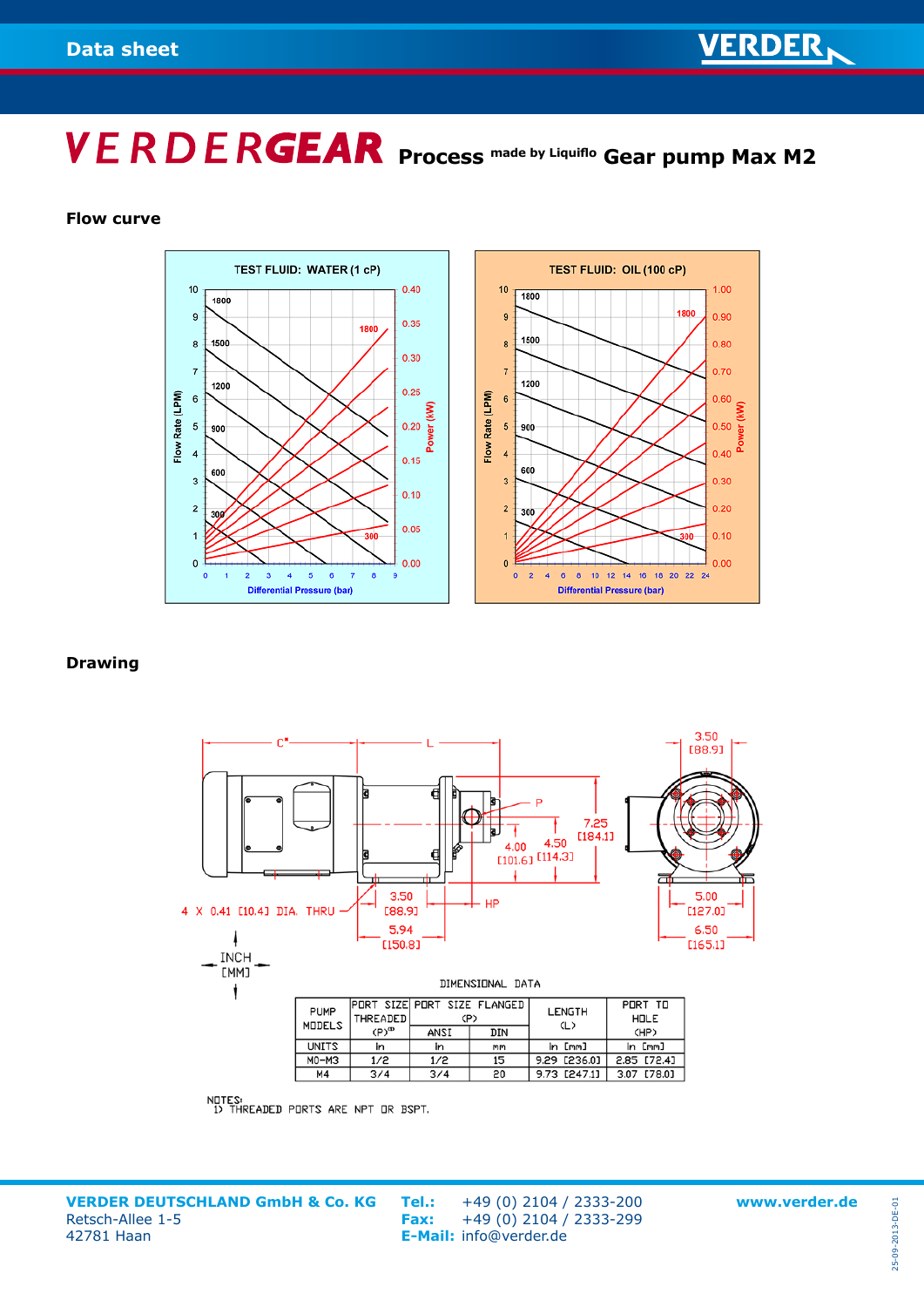Data sheet

# VERDERGEAR Process made by Liquiflo Gear pump Max M2

## Flow curve

TEST FLUID: WATER (1 cP)

Flow Rate (LPM)

Power (kW)

Differential Pressure (bar)

1800
1500
1200
900
600
300

0 1 2 3 4 5 6 7 8 9

0 1 2 3 4 5 6 7 8 9 10

0.00 0.05 0.10 0.15 0.20 0.25 0.30 0.35 0.40

TEST FLUID: OIL (100 cP)

Flow Rate (LPM)

Power (kW)

Differential Pressure (bar)

1800
1500
1200
900
600
300

0 2 4 6 8 10 12 14 16 18 20 22 24

0 1 2 3 4 5 6 7 8 9 10

0.00 0.10 0.20 0.30 0.40 0.50 0.60 0.70 0.80 0.90 1.00

## Drawing

C* L P HP

7.25 [184.1]
4.50 [114.3]
4.00 [101.6]
3.50 [88.9]
5.94 [150.8]
3.50 [88.9]
5.00 [127.0]
6.50 [165.1]

4 X 0.41 [10.4] DIA. THRU

INCH [MM]

DIMENSIONAL DATA

| PUMP MODELS | PORT SIZE THREADED (P)[1] | PORT SIZE FLANGED (P) | | LENGTH (L) | PORT TO HOLE (HP) |
|---|---|---|---|---|---|
| | | ANSI | DIN | | |
| UNITS | in | in | mm | in [mm] | in [mm] |
| M0-M3 | 1/2 | 1/2 | 15 | 9.29 [236.0] | 2.85 [72.4] |
| M4 | 3/4 | 3/4 | 20 | 9.73 [247.1] | 3.07 [78.0] |

NOTES:
1) THREADED PORTS ARE NPT OR BSPT.

**VERDER DEUTSCHLAND GmbH & Co. KG**
Retsch-Allee 1-5
42781 Haan

**Tel.:** +49 (0) 2104 / 2333-200
**Fax:** +49 (0) 2104 / 2333-299
**E-Mail:** info@verder.de

**www.verder.de**

25-09-2013-DE-01